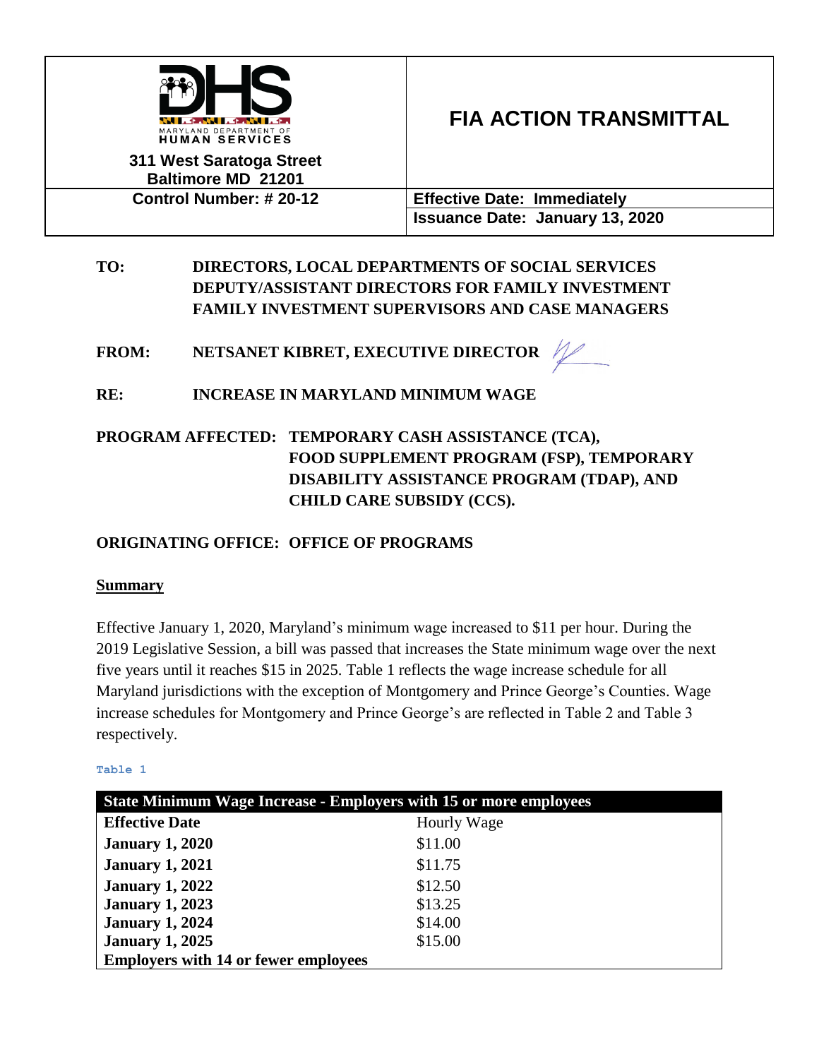| MARYLAND DEPARTMENT OF HUMAN SERVICES<br>311 West Saratoga Street<br>Baltimore MD 21201 | **FIA ACTION TRANSMITTAL** |
|---|---|
| **Control Number: # 20-12** | **Effective Date: Immediately** |
| | **Issuance Date: January 13, 2020** |

**TO:** DIRECTORS, LOCAL DEPARTMENTS OF SOCIAL SERVICES
DEPUTY/ASSISTANT DIRECTORS FOR FAMILY INVESTMENT
FAMILY INVESTMENT SUPERVISORS AND CASE MANAGERS

**FROM:** NETSANET KIBRET, EXECUTIVE DIRECTOR

**RE:** INCREASE IN MARYLAND MINIMUM WAGE

**PROGRAM AFFECTED:** TEMPORARY CASH ASSISTANCE (TCA), FOOD SUPPLEMENT PROGRAM (FSP), TEMPORARY DISABILITY ASSISTANCE PROGRAM (TDAP), AND CHILD CARE SUBSIDY (CCS).

**ORIGINATING OFFICE:** OFFICE OF PROGRAMS

## Summary

Effective January 1, 2020, Maryland's minimum wage increased to $11 per hour. During the 2019 Legislative Session, a bill was passed that increases the State minimum wage over the next five years until it reaches $15 in 2025. Table 1 reflects the wage increase schedule for all Maryland jurisdictions with the exception of Montgomery and Prince George's Counties. Wage increase schedules for Montgomery and Prince George's are reflected in Table 2 and Table 3 respectively.

Table 1

| State Minimum Wage Increase - Employers with 15 or more employees | |
|---|---|
| **Effective Date** | Hourly Wage |
| **January 1, 2020** | $11.00 |
| **January 1, 2021** | $11.75 |
| **January 1, 2022** | $12.50 |
| **January 1, 2023** | $13.25 |
| **January 1, 2024** | $14.00 |
| **January 1, 2025** | $15.00 |
| **Employers with 14 or fewer employees** | |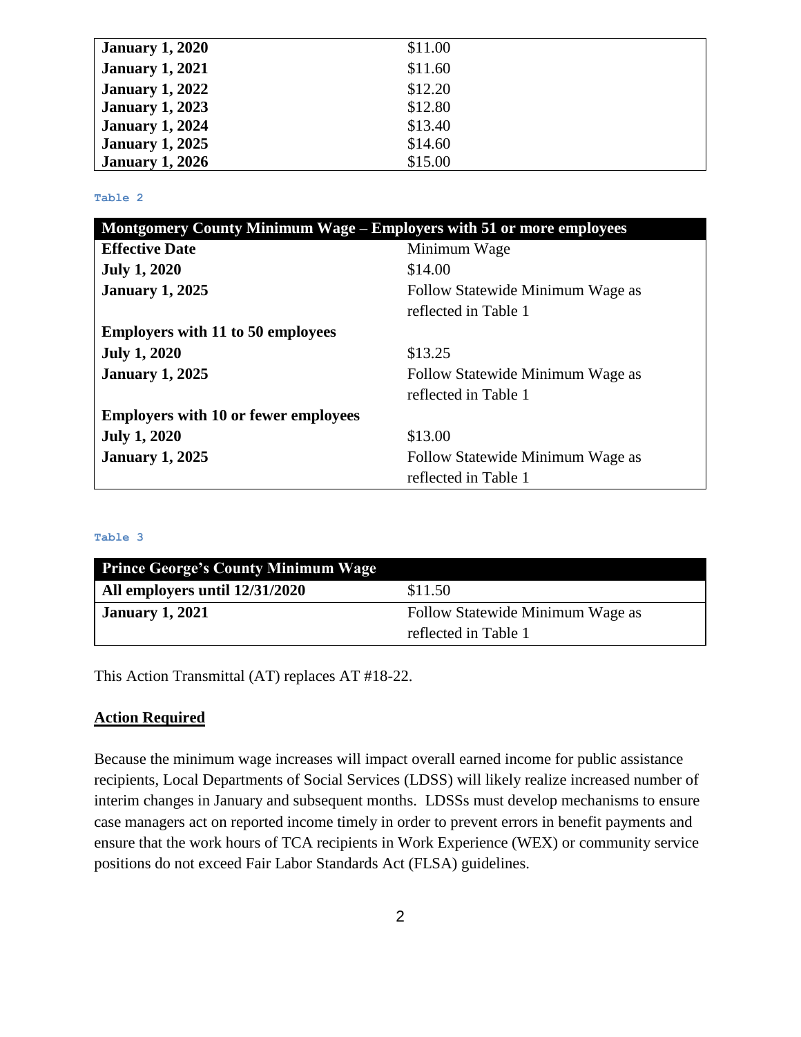| | |
|---|---|
| **January 1, 2020** | $11.00 |
| **January 1, 2021** | $11.60 |
| **January 1, 2022** | $12.20 |
| **January 1, 2023** | $12.80 |
| **January 1, 2024** | $13.40 |
| **January 1, 2025** | $14.60 |
| **January 1, 2026** | $15.00 |

Table 2

| **Montgomery County Minimum Wage – Employers with 51 or more employees** | |
|---|---|
| **Effective Date** | Minimum Wage |
| **July 1, 2020** | $14.00 |
| **January 1, 2025** | Follow Statewide Minimum Wage as reflected in Table 1 |
| **Employers with 11 to 50 employees** | |
| **July 1, 2020** | $13.25 |
| **January 1, 2025** | Follow Statewide Minimum Wage as reflected in Table 1 |
| **Employers with 10 or fewer employees** | |
| **July 1, 2020** | $13.00 |
| **January 1, 2025** | Follow Statewide Minimum Wage as reflected in Table 1 |

Table 3

| **Prince George's County Minimum Wage** | |
|---|---|
| **All employers until 12/31/2020** | $11.50 |
| **January 1, 2021** | Follow Statewide Minimum Wage as reflected in Table 1 |

This Action Transmittal (AT) replaces AT #18-22.

## Action Required

Because the minimum wage increases will impact overall earned income for public assistance recipients, Local Departments of Social Services (LDSS) will likely realize increased number of interim changes in January and subsequent months. LDSSs must develop mechanisms to ensure case managers act on reported income timely in order to prevent errors in benefit payments and ensure that the work hours of TCA recipients in Work Experience (WEX) or community service positions do not exceed Fair Labor Standards Act (FLSA) guidelines.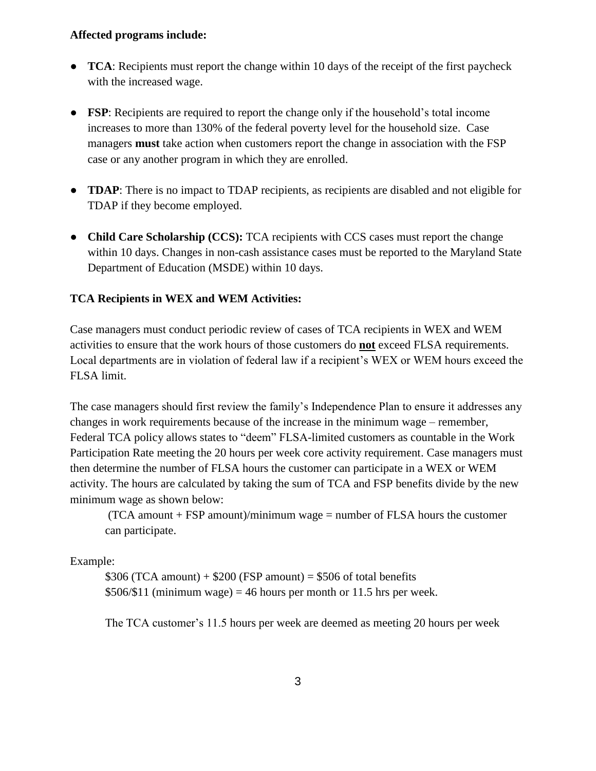**Affected programs include:**

- **TCA**: Recipients must report the change within 10 days of the receipt of the first paycheck with the increased wage.
- **FSP**: Recipients are required to report the change only if the household's total income increases to more than 130% of the federal poverty level for the household size. Case managers **must** take action when customers report the change in association with the FSP case or any another program in which they are enrolled.
- **TDAP**: There is no impact to TDAP recipients, as recipients are disabled and not eligible for TDAP if they become employed.
- **Child Care Scholarship (CCS):** TCA recipients with CCS cases must report the change within 10 days. Changes in non-cash assistance cases must be reported to the Maryland State Department of Education (MSDE) within 10 days.

**TCA Recipients in WEX and WEM Activities:**

Case managers must conduct periodic review of cases of TCA recipients in WEX and WEM activities to ensure that the work hours of those customers do **not** exceed FLSA requirements. Local departments are in violation of federal law if a recipient's WEX or WEM hours exceed the FLSA limit.

The case managers should first review the family's Independence Plan to ensure it addresses any changes in work requirements because of the increase in the minimum wage – remember, Federal TCA policy allows states to "deem" FLSA-limited customers as countable in the Work Participation Rate meeting the 20 hours per week core activity requirement. Case managers must then determine the number of FLSA hours the customer can participate in a WEX or WEM activity. The hours are calculated by taking the sum of TCA and FSP benefits divide by the new minimum wage as shown below:

> (TCA amount + FSP amount)/minimum wage = number of FLSA hours the customer can participate.

Example:

> $306 (TCA amount) + $200 (FSP amount) = $506 of total benefits
> $506/$11 (minimum wage) = 46 hours per month or 11.5 hrs per week.
>
> The TCA customer's 11.5 hours per week are deemed as meeting 20 hours per week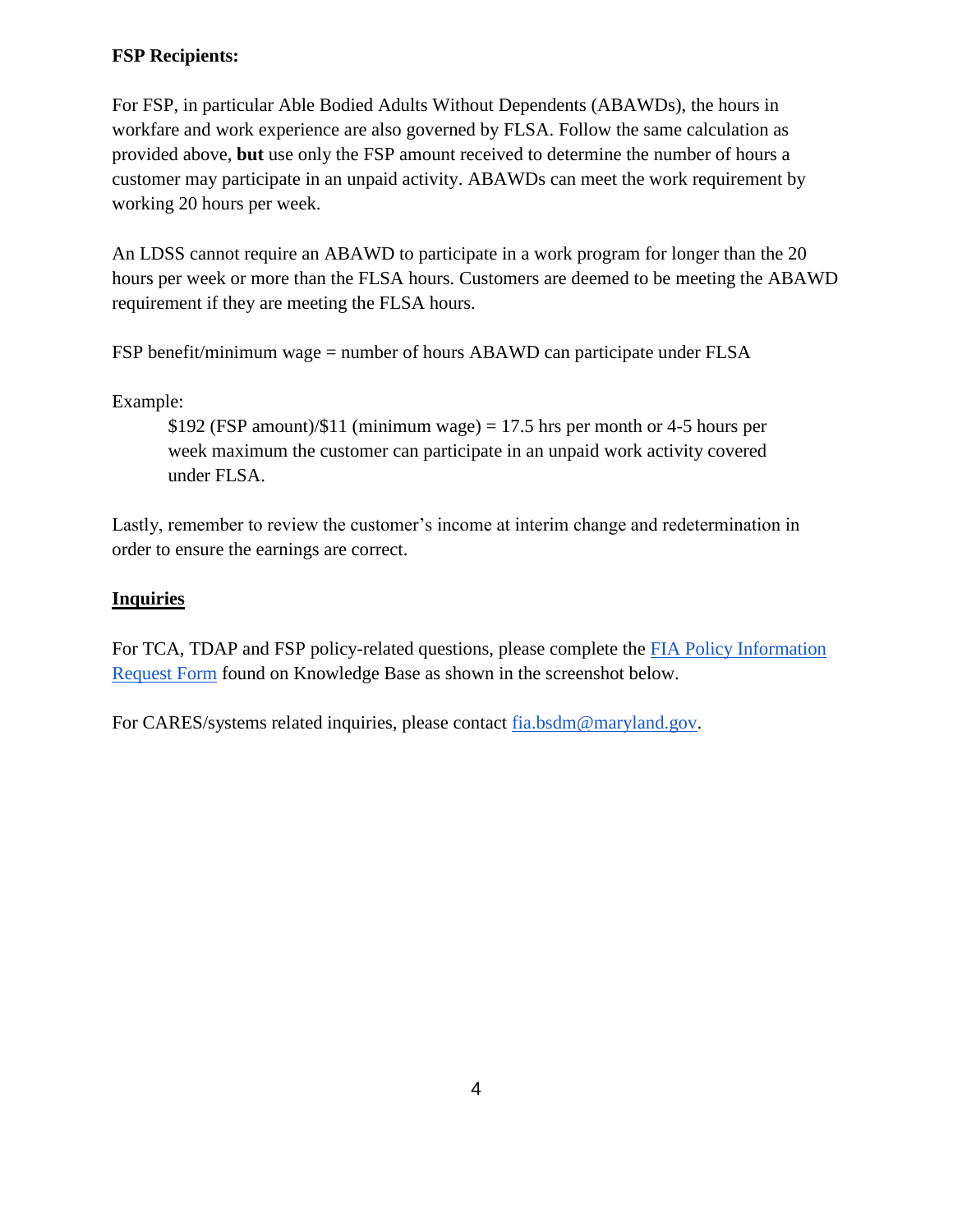**FSP Recipients:**

For FSP, in particular Able Bodied Adults Without Dependents (ABAWDs), the hours in workfare and work experience are also governed by FLSA. Follow the same calculation as provided above, **but** use only the FSP amount received to determine the number of hours a customer may participate in an unpaid activity. ABAWDs can meet the work requirement by working 20 hours per week.

An LDSS cannot require an ABAWD to participate in a work program for longer than the 20 hours per week or more than the FLSA hours. Customers are deemed to be meeting the ABAWD requirement if they are meeting the FLSA hours.

FSP benefit/minimum wage = number of hours ABAWD can participate under FLSA

Example:

> $192 (FSP amount)/$11 (minimum wage) = 17.5 hrs per month or 4-5 hours per week maximum the customer can participate in an unpaid work activity covered under FLSA.

Lastly, remember to review the customer's income at interim change and redetermination in order to ensure the earnings are correct.

## Inquiries

For TCA, TDAP and FSP policy-related questions, please complete the [FIA Policy Information Request Form]() found on Knowledge Base as shown in the screenshot below.

For CARES/systems related inquiries, please contact [fia.bsdm@maryland.gov](mailto:fia.bsdm@maryland.gov).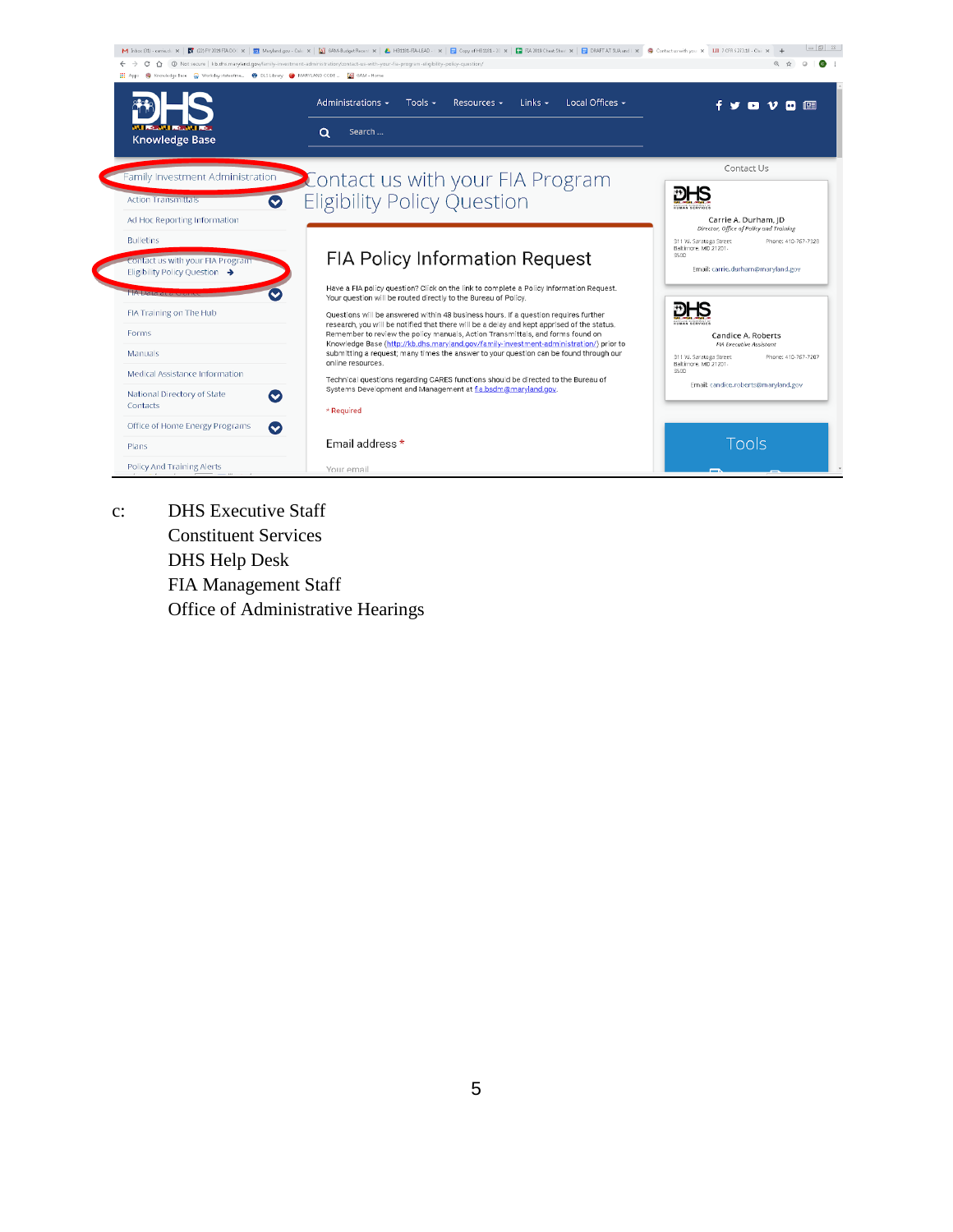c: DHS Executive Staff
Constituent Services
DHS Help Desk
FIA Management Staff
Office of Administrative Hearings